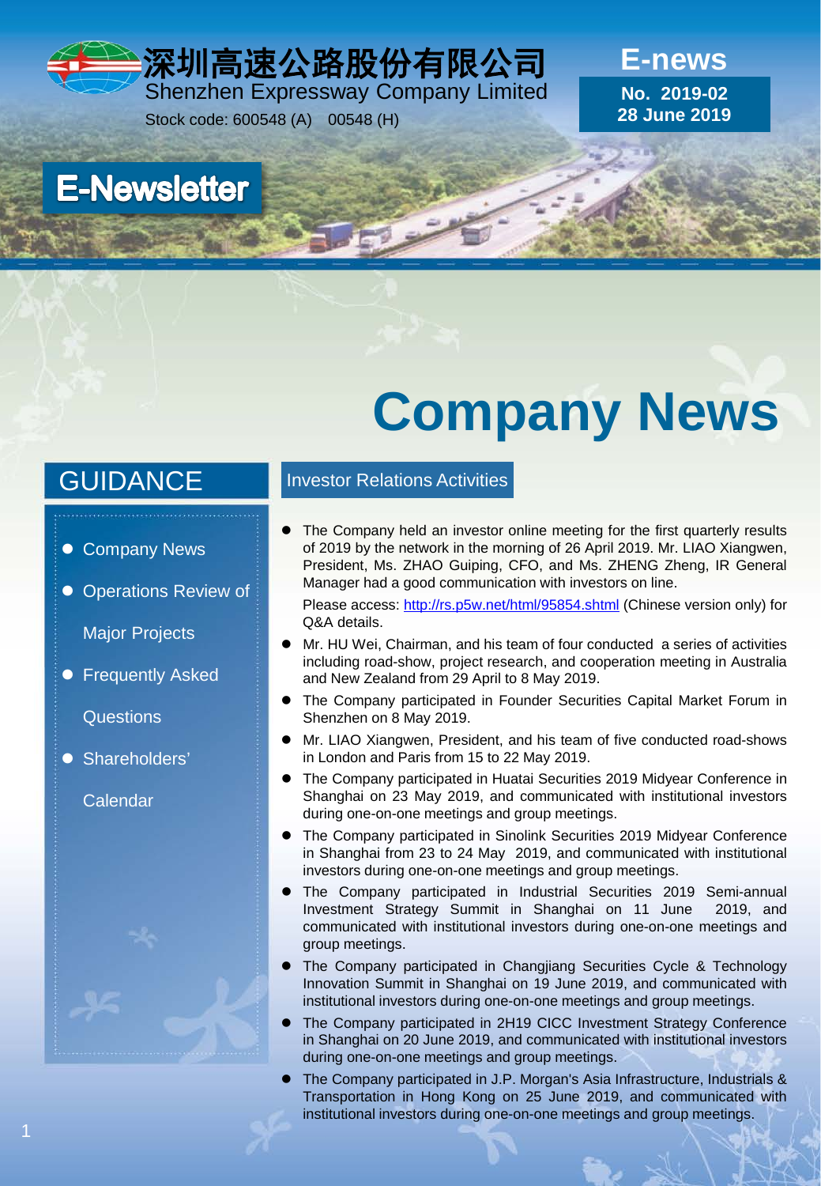深圳高速公路股份有限公司
Shenzhen Expressway Company Limited
Stock code: 600548 (A)  00548 (H)

**E-news**
**No. 2019-02**
**28 June 2019**

# E-Newsletter

# Company News

## GUIDANCE

- Company News
- Operations Review of Major Projects
- Frequently Asked Questions
- Shareholders' Calendar

## Investor Relations Activities

- The Company held an investor online meeting for the first quarterly results of 2019 by the network in the morning of 26 April 2019. Mr. LIAO Xiangwen, President, Ms. ZHAO Guiping, CFO, and Ms. ZHENG Zheng, IR General Manager had a good communication with investors on line.

  Please access: http://rs.p5w.net/html/95854.shtml (Chinese version only) for Q&A details.
- Mr. HU Wei, Chairman, and his team of four conducted a series of activities including road-show, project research, and cooperation meeting in Australia and New Zealand from 29 April to 8 May 2019.
- The Company participated in Founder Securities Capital Market Forum in Shenzhen on 8 May 2019.
- Mr. LIAO Xiangwen, President, and his team of five conducted road-shows in London and Paris from 15 to 22 May 2019.
- The Company participated in Huatai Securities 2019 Midyear Conference in Shanghai on 23 May 2019, and communicated with institutional investors during one-on-one meetings and group meetings.
- The Company participated in Sinolink Securities 2019 Midyear Conference in Shanghai from 23 to 24 May 2019, and communicated with institutional investors during one-on-one meetings and group meetings.
- The Company participated in Industrial Securities 2019 Semi-annual Investment Strategy Summit in Shanghai on 11 June 2019, and communicated with institutional investors during one-on-one meetings and group meetings.
- The Company participated in Changjiang Securities Cycle & Technology Innovation Summit in Shanghai on 19 June 2019, and communicated with institutional investors during one-on-one meetings and group meetings.
- The Company participated in 2H19 CICC Investment Strategy Conference in Shanghai on 20 June 2019, and communicated with institutional investors during one-on-one meetings and group meetings.
- The Company participated in J.P. Morgan's Asia Infrastructure, Industrials & Transportation in Hong Kong on 25 June 2019, and communicated with institutional investors during one-on-one meetings and group meetings.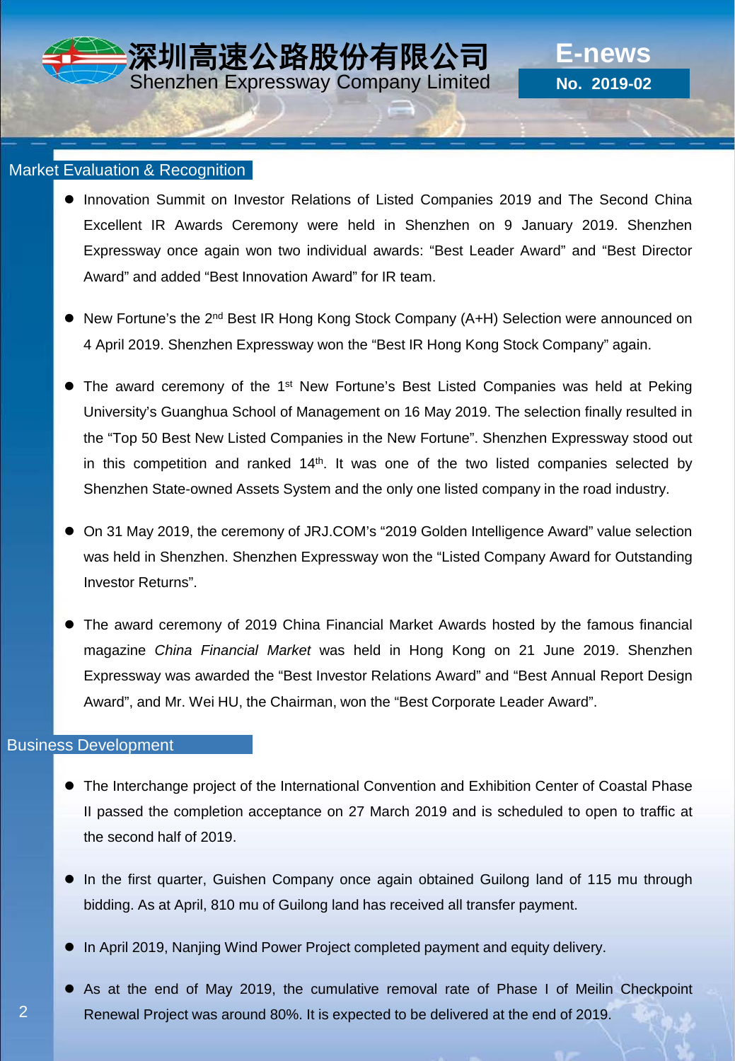## Market Evaluation & Recognition

- Innovation Summit on Investor Relations of Listed Companies 2019 and The Second China Excellent IR Awards Ceremony were held in Shenzhen on 9 January 2019. Shenzhen Expressway once again won two individual awards: "Best Leader Award" and "Best Director Award" and added "Best Innovation Award" for IR team.

- New Fortune's the 2nd Best IR Hong Kong Stock Company (A+H) Selection were announced on 4 April 2019. Shenzhen Expressway won the "Best IR Hong Kong Stock Company" again.

- The award ceremony of the 1st New Fortune's Best Listed Companies was held at Peking University's Guanghua School of Management on 16 May 2019. The selection finally resulted in the "Top 50 Best New Listed Companies in the New Fortune". Shenzhen Expressway stood out in this competition and ranked 14th. It was one of the two listed companies selected by Shenzhen State-owned Assets System and the only one listed company in the road industry.

- On 31 May 2019, the ceremony of JRJ.COM's "2019 Golden Intelligence Award" value selection was held in Shenzhen. Shenzhen Expressway won the "Listed Company Award for Outstanding Investor Returns".

- The award ceremony of 2019 China Financial Market Awards hosted by the famous financial magazine *China Financial Market* was held in Hong Kong on 21 June 2019. Shenzhen Expressway was awarded the "Best Investor Relations Award" and "Best Annual Report Design Award", and Mr. Wei HU, the Chairman, won the "Best Corporate Leader Award".

## Business Development

- The Interchange project of the International Convention and Exhibition Center of Coastal Phase II passed the completion acceptance on 27 March 2019 and is scheduled to open to traffic at the second half of 2019.

- In the first quarter, Guishen Company once again obtained Guilong land of 115 mu through bidding. As at April, 810 mu of Guilong land has received all transfer payment.

- In April 2019, Nanjing Wind Power Project completed payment and equity delivery.

- As at the end of May 2019, the cumulative removal rate of Phase I of Meilin Checkpoint Renewal Project was around 80%. It is expected to be delivered at the end of 2019.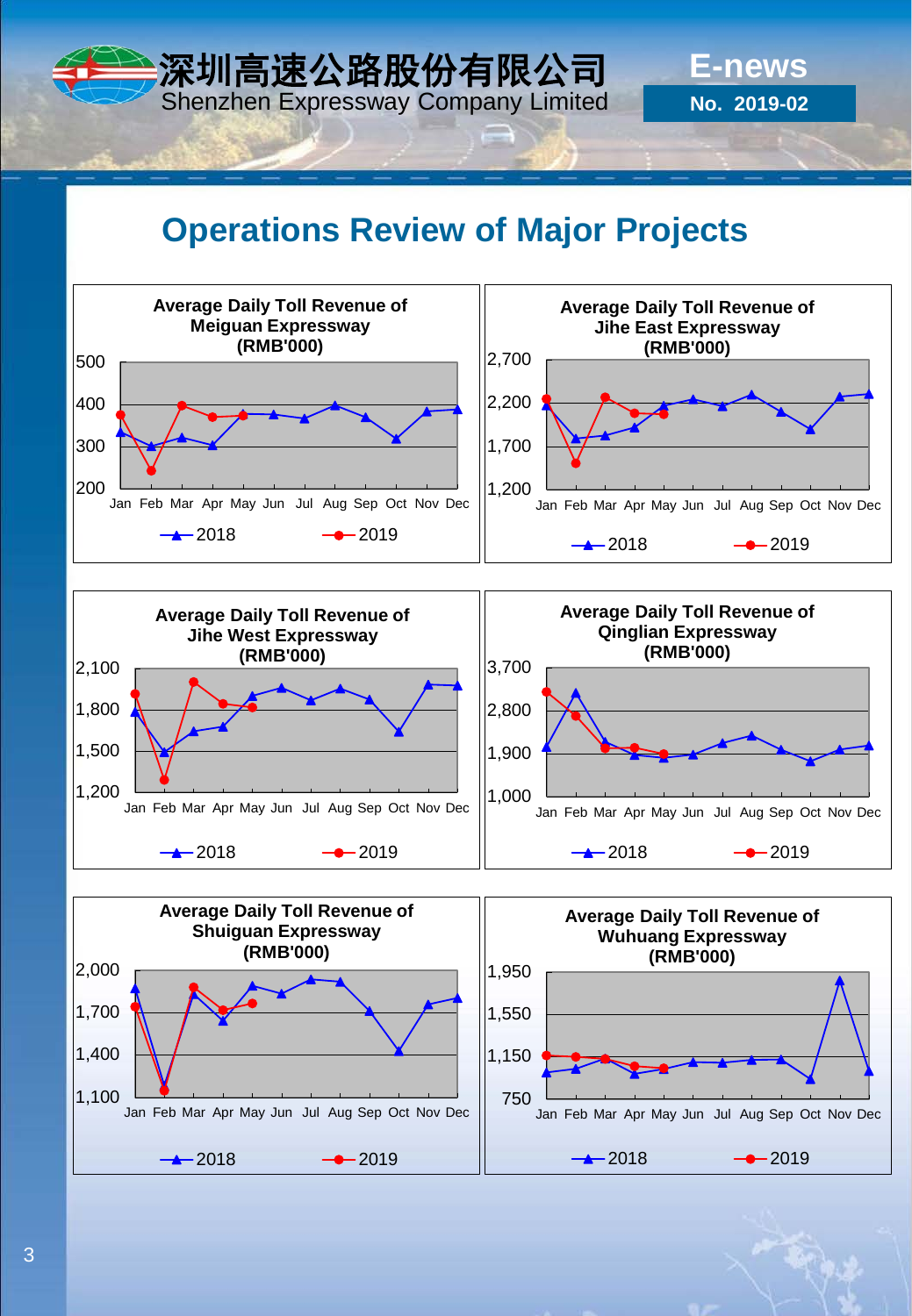深圳高速公路股份有限公司
Shenzhen Expressway Company Limited

E-news
No. 2019-02

# Operations Review of Major Projects

**Average Daily Toll Revenue of Meiguan Expressway (RMB'000)**

500
400
300
200
Jan Feb Mar Apr May Jun Jul Aug Sep Oct Nov Dec
2018 2019

**Average Daily Toll Revenue of Jihe East Expressway (RMB'000)**

2,700
2,200
1,700
1,200
Jan Feb Mar Apr May Jun Jul Aug Sep Oct Nov Dec
2018 2019

**Average Daily Toll Revenue of Jihe West Expressway (RMB'000)**

2,100
1,800
1,500
1,200
Jan Feb Mar Apr May Jun Jul Aug Sep Oct Nov Dec
2018 2019

**Average Daily Toll Revenue of Qinglian Expressway (RMB'000)**

3,700
2,800
1,900
1,000
Jan Feb Mar Apr May Jun Jul Aug Sep Oct Nov Dec
2018 2019

**Average Daily Toll Revenue of Shuiguan Expressway (RMB'000)**

2,000
1,700
1,400
1,100
Jan Feb Mar Apr May Jun Jul Aug Sep Oct Nov Dec
2018 2019

**Average Daily Toll Revenue of Wuhuang Expressway (RMB'000)**

1,950
1,550
1,150
750
Jan Feb Mar Apr May Jun Jul Aug Sep Oct Nov Dec
2018 2019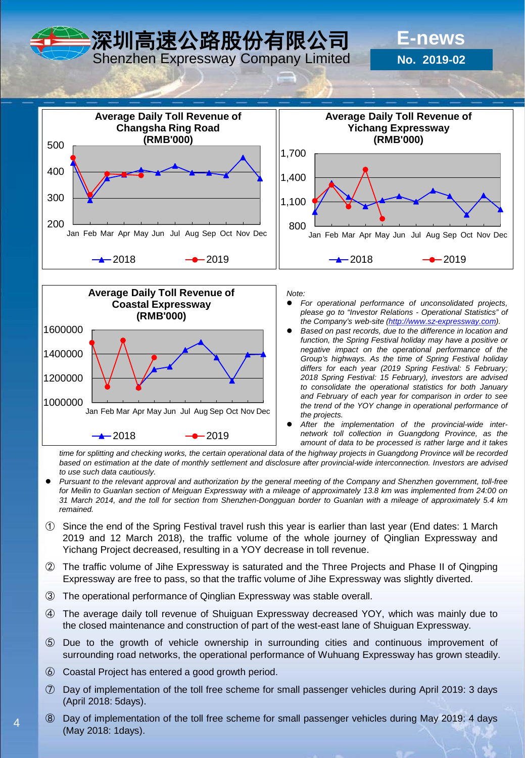# 深圳高速公路股份有限公司
Shenzhen Expressway Company Limited

**E-news**
**No. 2019-02**

**Average Daily Toll Revenue of Changsha Ring Road (RMB'000)**

Jan Feb Mar Apr May Jun Jul Aug Sep Oct Nov Dec

2018 2019

**Average Daily Toll Revenue of Yichang Expressway (RMB'000)**

Jan Feb Mar Apr May Jun Jul Aug Sep Oct Nov Dec

2018 2019

**Average Daily Toll Revenue of Coastal Expressway (RMB'000)**

Jan Feb Mar Apr May Jun Jul Aug Sep Oct Nov Dec

2018 2019

*Note:*

- *For operational performance of unconsolidated projects, please go to "Investor Relations - Operational Statistics" of the Company's web-site (http://www.sz-expressway.com).*
- *Based on past records, due to the difference in location and function, the Spring Festival holiday may have a positive or negative impact on the operational performance of the Group's highways. As the time of Spring Festival holiday differs for each year (2019 Spring Festival: 5 February; 2018 Spring Festival: 15 February), investors are advised to consolidate the operational statistics for both January and February of each year for comparison in order to see the trend of the YOY change in operational performance of the projects.*
- *After the implementation of the provincial-wide inter-network toll collection in Guangdong Province, as the amount of data to be processed is rather large and it takes time for splitting and checking works, the certain operational data of the highway projects in Guangdong Province will be recorded based on estimation at the date of monthly settlement and disclosure after provincial-wide interconnection. Investors are advised to use such data cautiously.*
- *Pursuant to the relevant approval and authorization by the general meeting of the Company and Shenzhen government, toll-free for Meilin to Guanlan section of Meiguan Expressway with a mileage of approximately 13.8 km was implemented from 24:00 on 31 March 2014, and the toll for section from Shenzhen-Dongguan border to Guanlan with a mileage of approximately 5.4 km remained.*

① Since the end of the Spring Festival travel rush this year is earlier than last year (End dates: 1 March 2019 and 12 March 2018), the traffic volume of the whole journey of Qinglian Expressway and Yichang Project decreased, resulting in a YOY decrease in toll revenue.

② The traffic volume of Jihe Expressway is saturated and the Three Projects and Phase II of Qingping Expressway are free to pass, so that the traffic volume of Jihe Expressway was slightly diverted.

③ The operational performance of Qinglian Expressway was stable overall.

④ The average daily toll revenue of Shuiguan Expressway decreased YOY, which was mainly due to the closed maintenance and construction of part of the west-east lane of Shuiguan Expressway.

⑤ Due to the growth of vehicle ownership in surrounding cities and continuous improvement of surrounding road networks, the operational performance of Wuhuang Expressway has grown steadily.

⑥ Coastal Project has entered a good growth period.

⑦ Day of implementation of the toll free scheme for small passenger vehicles during April 2019: 3 days (April 2018: 5days).

⑧ Day of implementation of the toll free scheme for small passenger vehicles during May 2019: 4 days (May 2018: 1days).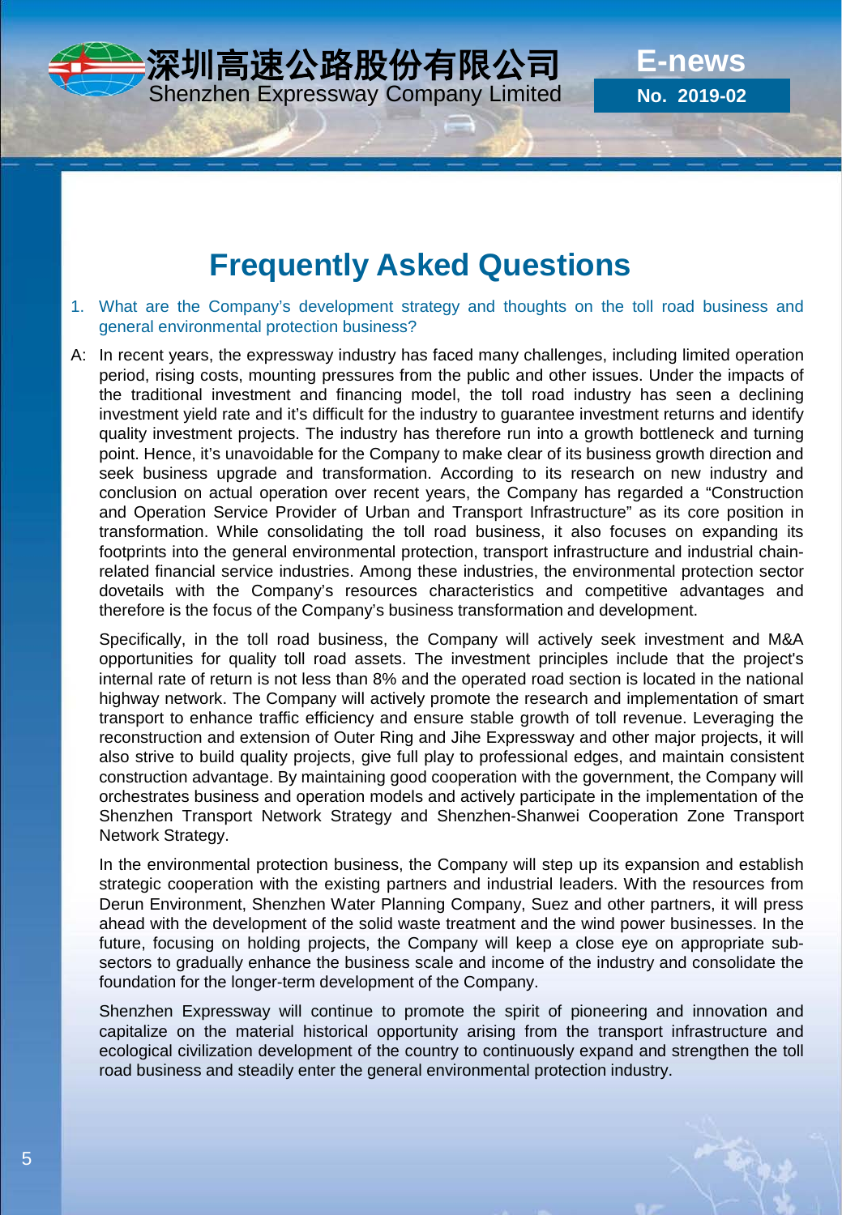# Frequently Asked Questions

1. What are the Company's development strategy and thoughts on the toll road business and general environmental protection business?

A: In recent years, the expressway industry has faced many challenges, including limited operation period, rising costs, mounting pressures from the public and other issues. Under the impacts of the traditional investment and financing model, the toll road industry has seen a declining investment yield rate and it's difficult for the industry to guarantee investment returns and identify quality investment projects. The industry has therefore run into a growth bottleneck and turning point. Hence, it's unavoidable for the Company to make clear of its business growth direction and seek business upgrade and transformation. According to its research on new industry and conclusion on actual operation over recent years, the Company has regarded a "Construction and Operation Service Provider of Urban and Transport Infrastructure" as its core position in transformation. While consolidating the toll road business, it also focuses on expanding its footprints into the general environmental protection, transport infrastructure and industrial chain-related financial service industries. Among these industries, the environmental protection sector dovetails with the Company's resources characteristics and competitive advantages and therefore is the focus of the Company's business transformation and development.

Specifically, in the toll road business, the Company will actively seek investment and M&A opportunities for quality toll road assets. The investment principles include that the project's internal rate of return is not less than 8% and the operated road section is located in the national highway network. The Company will actively promote the research and implementation of smart transport to enhance traffic efficiency and ensure stable growth of toll revenue. Leveraging the reconstruction and extension of Outer Ring and Jihe Expressway and other major projects, it will also strive to build quality projects, give full play to professional edges, and maintain consistent construction advantage. By maintaining good cooperation with the government, the Company will orchestrates business and operation models and actively participate in the implementation of the Shenzhen Transport Network Strategy and Shenzhen-Shanwei Cooperation Zone Transport Network Strategy.

In the environmental protection business, the Company will step up its expansion and establish strategic cooperation with the existing partners and industrial leaders. With the resources from Derun Environment, Shenzhen Water Planning Company, Suez and other partners, it will press ahead with the development of the solid waste treatment and the wind power businesses. In the future, focusing on holding projects, the Company will keep a close eye on appropriate sub-sectors to gradually enhance the business scale and income of the industry and consolidate the foundation for the longer-term development of the Company.

Shenzhen Expressway will continue to promote the spirit of pioneering and innovation and capitalize on the material historical opportunity arising from the transport infrastructure and ecological civilization development of the country to continuously expand and strengthen the toll road business and steadily enter the general environmental protection industry.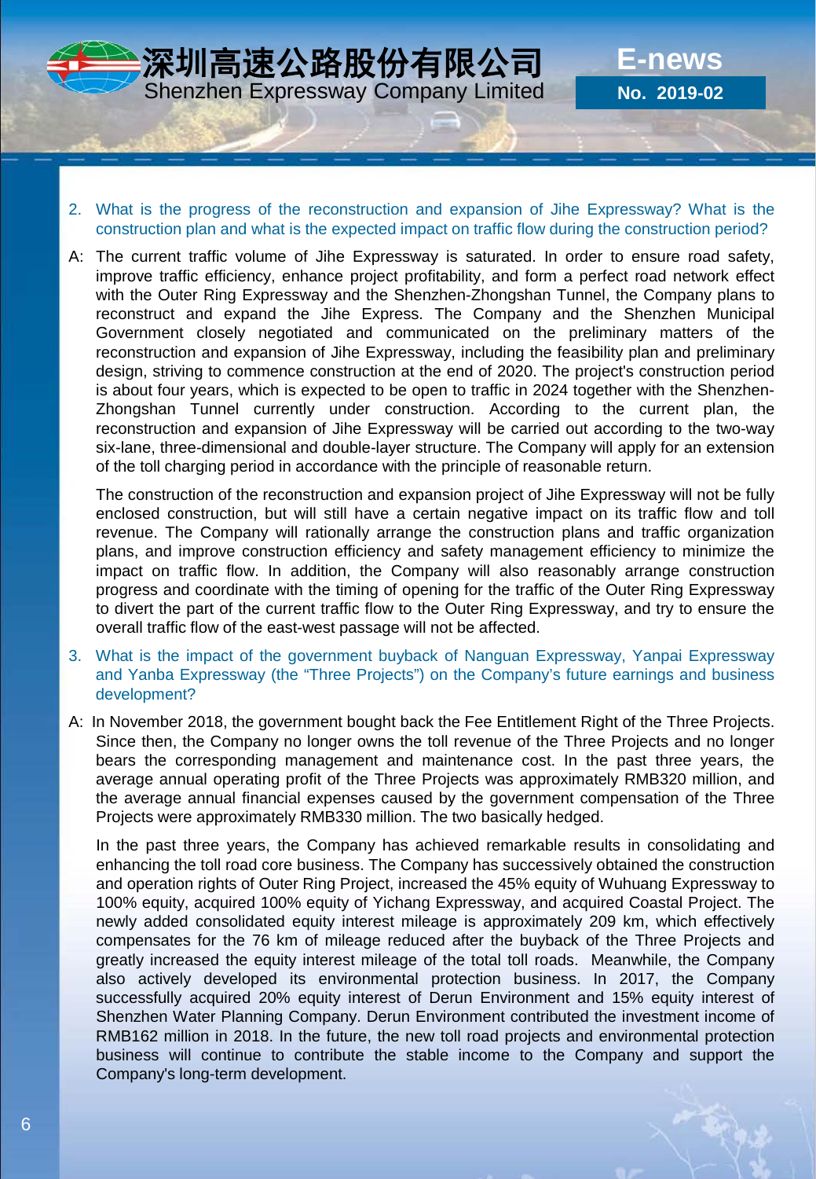2. What is the progress of the reconstruction and expansion of Jihe Expressway? What is the construction plan and what is the expected impact on traffic flow during the construction period?

A: The current traffic volume of Jihe Expressway is saturated. In order to ensure road safety, improve traffic efficiency, enhance project profitability, and form a perfect road network effect with the Outer Ring Expressway and the Shenzhen-Zhongshan Tunnel, the Company plans to reconstruct and expand the Jihe Express. The Company and the Shenzhen Municipal Government closely negotiated and communicated on the preliminary matters of the reconstruction and expansion of Jihe Expressway, including the feasibility plan and preliminary design, striving to commence construction at the end of 2020. The project's construction period is about four years, which is expected to be open to traffic in 2024 together with the Shenzhen-Zhongshan Tunnel currently under construction. According to the current plan, the reconstruction and expansion of Jihe Expressway will be carried out according to the two-way six-lane, three-dimensional and double-layer structure. The Company will apply for an extension of the toll charging period in accordance with the principle of reasonable return.

The construction of the reconstruction and expansion project of Jihe Expressway will not be fully enclosed construction, but will still have a certain negative impact on its traffic flow and toll revenue. The Company will rationally arrange the construction plans and traffic organization plans, and improve construction efficiency and safety management efficiency to minimize the impact on traffic flow. In addition, the Company will also reasonably arrange construction progress and coordinate with the timing of opening for the traffic of the Outer Ring Expressway to divert the part of the current traffic flow to the Outer Ring Expressway, and try to ensure the overall traffic flow of the east-west passage will not be affected.

3. What is the impact of the government buyback of Nanguan Expressway, Yanpai Expressway and Yanba Expressway (the “Three Projects”) on the Company’s future earnings and business development?

A: In November 2018, the government bought back the Fee Entitlement Right of the Three Projects. Since then, the Company no longer owns the toll revenue of the Three Projects and no longer bears the corresponding management and maintenance cost. In the past three years, the average annual operating profit of the Three Projects was approximately RMB320 million, and the average annual financial expenses caused by the government compensation of the Three Projects were approximately RMB330 million. The two basically hedged.

In the past three years, the Company has achieved remarkable results in consolidating and enhancing the toll road core business. The Company has successively obtained the construction and operation rights of Outer Ring Project, increased the 45% equity of Wuhuang Expressway to 100% equity, acquired 100% equity of Yichang Expressway, and acquired Coastal Project. The newly added consolidated equity interest mileage is approximately 209 km, which effectively compensates for the 76 km of mileage reduced after the buyback of the Three Projects and greatly increased the equity interest mileage of the total toll roads. Meanwhile, the Company also actively developed its environmental protection business. In 2017, the Company successfully acquired 20% equity interest of Derun Environment and 15% equity interest of Shenzhen Water Planning Company. Derun Environment contributed the investment income of RMB162 million in 2018. In the future, the new toll road projects and environmental protection business will continue to contribute the stable income to the Company and support the Company's long-term development.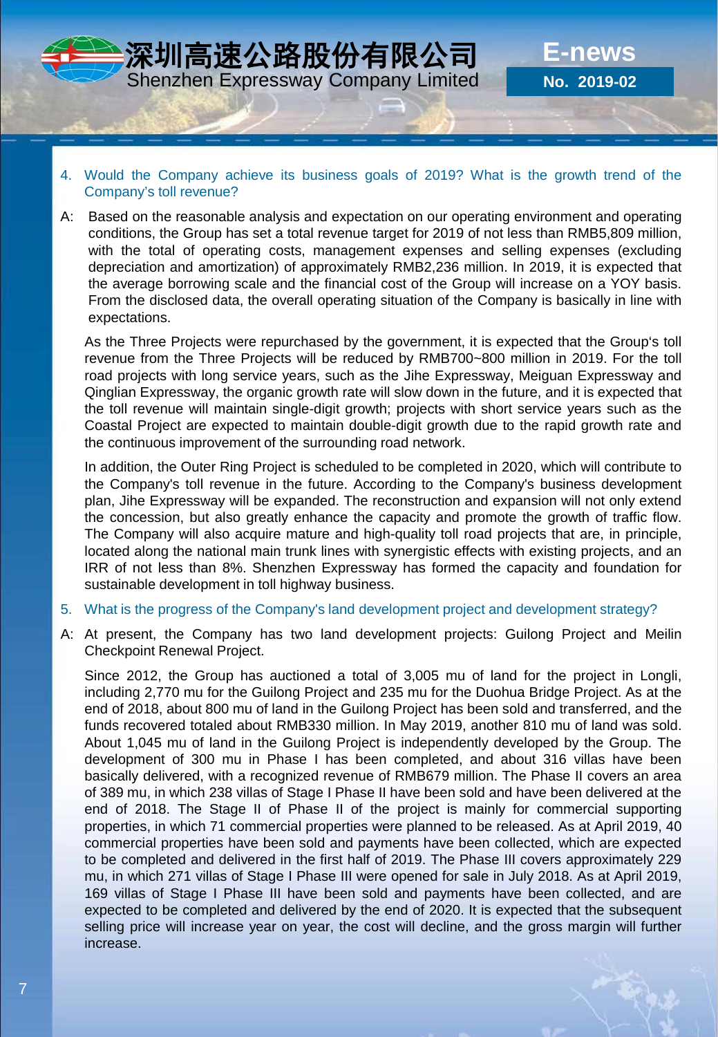4. Would the Company achieve its business goals of 2019? What is the growth trend of the Company's toll revenue?

A: Based on the reasonable analysis and expectation on our operating environment and operating conditions, the Group has set a total revenue target for 2019 of not less than RMB5,809 million, with the total of operating costs, management expenses and selling expenses (excluding depreciation and amortization) of approximately RMB2,236 million. In 2019, it is expected that the average borrowing scale and the financial cost of the Group will increase on a YOY basis. From the disclosed data, the overall operating situation of the Company is basically in line with expectations.

As the Three Projects were repurchased by the government, it is expected that the Group's toll revenue from the Three Projects will be reduced by RMB700~800 million in 2019. For the toll road projects with long service years, such as the Jihe Expressway, Meiguan Expressway and Qinglian Expressway, the organic growth rate will slow down in the future, and it is expected that the toll revenue will maintain single-digit growth; projects with short service years such as the Coastal Project are expected to maintain double-digit growth due to the rapid growth rate and the continuous improvement of the surrounding road network.

In addition, the Outer Ring Project is scheduled to be completed in 2020, which will contribute to the Company's toll revenue in the future. According to the Company's business development plan, Jihe Expressway will be expanded. The reconstruction and expansion will not only extend the concession, but also greatly enhance the capacity and promote the growth of traffic flow. The Company will also acquire mature and high-quality toll road projects that are, in principle, located along the national main trunk lines with synergistic effects with existing projects, and an IRR of not less than 8%. Shenzhen Expressway has formed the capacity and foundation for sustainable development in toll highway business.

5. What is the progress of the Company's land development project and development strategy?

A: At present, the Company has two land development projects: Guilong Project and Meilin Checkpoint Renewal Project.

Since 2012, the Group has auctioned a total of 3,005 mu of land for the project in Longli, including 2,770 mu for the Guilong Project and 235 mu for the Duohua Bridge Project. As at the end of 2018, about 800 mu of land in the Guilong Project has been sold and transferred, and the funds recovered totaled about RMB330 million. In May 2019, another 810 mu of land was sold. About 1,045 mu of land in the Guilong Project is independently developed by the Group. The development of 300 mu in Phase I has been completed, and about 316 villas have been basically delivered, with a recognized revenue of RMB679 million. The Phase II covers an area of 389 mu, in which 238 villas of Stage I Phase II have been sold and have been delivered at the end of 2018. The Stage II of Phase II of the project is mainly for commercial supporting properties, in which 71 commercial properties were planned to be released. As at April 2019, 40 commercial properties have been sold and payments have been collected, which are expected to be completed and delivered in the first half of 2019. The Phase III covers approximately 229 mu, in which 271 villas of Stage I Phase III were opened for sale in July 2018. As at April 2019, 169 villas of Stage I Phase III have been sold and payments have been collected, and are expected to be completed and delivered by the end of 2020. It is expected that the subsequent selling price will increase year on year, the cost will decline, and the gross margin will further increase.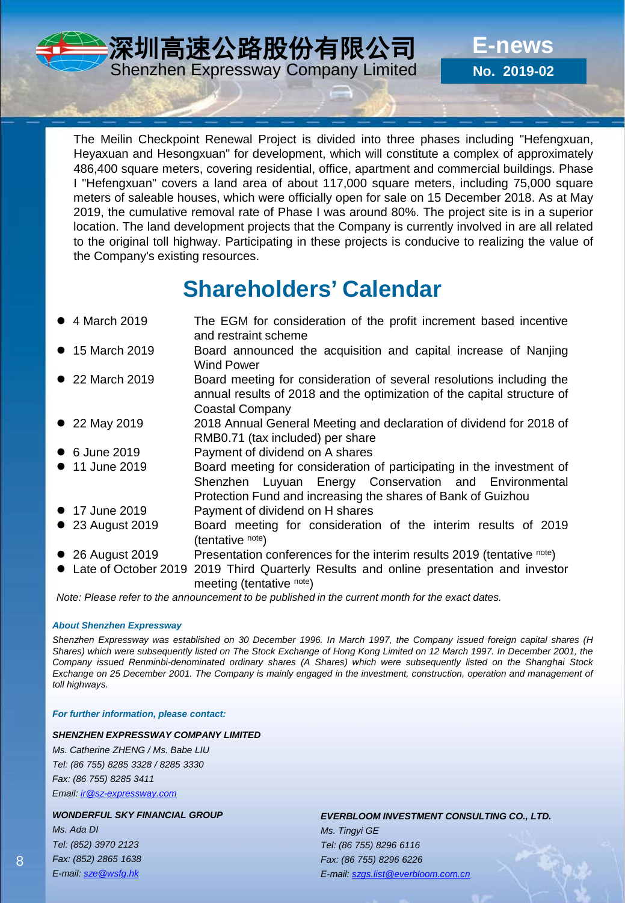The Meilin Checkpoint Renewal Project is divided into three phases including "Hefengxuan, Heyaxuan and Hesongxuan" for development, which will constitute a complex of approximately 486,400 square meters, covering residential, office, apartment and commercial buildings. Phase I "Hefengxuan" covers a land area of about 117,000 square meters, including 75,000 square meters of saleable houses, which were officially open for sale on 15 December 2018. As at May 2019, the cumulative removal rate of Phase I was around 80%. The project site is in a superior location. The land development projects that the Company is currently involved in are all related to the original toll highway. Participating in these projects is conducive to realizing the value of the Company's existing resources.

## Shareholders' Calendar

- 4 March 2019 — The EGM for consideration of the profit increment based incentive and restraint scheme
- 15 March 2019 — Board announced the acquisition and capital increase of Nanjing Wind Power
- 22 March 2019 — Board meeting for consideration of several resolutions including the annual results of 2018 and the optimization of the capital structure of Coastal Company
- 22 May 2019 — 2018 Annual General Meeting and declaration of dividend for 2018 of RMB0.71 (tax included) per share
- 6 June 2019 — Payment of dividend on A shares
- 11 June 2019 — Board meeting for consideration of participating in the investment of Shenzhen Luyuan Energy Conservation and Environmental Protection Fund and increasing the shares of Bank of Guizhou
- 17 June 2019 — Payment of dividend on H shares
- 23 August 2019 — Board meeting for consideration of the interim results of 2019 (tentative note)
- 26 August 2019 — Presentation conferences for the interim results 2019 (tentative note)
- Late of October 2019 — 2019 Third Quarterly Results and online presentation and investor meeting (tentative note)

*Note: Please refer to the announcement to be published in the current month for the exact dates.*

***About Shenzhen Expressway***

*Shenzhen Expressway was established on 30 December 1996. In March 1997, the Company issued foreign capital shares (H Shares) which were subsequently listed on The Stock Exchange of Hong Kong Limited on 12 March 1997. In December 2001, the Company issued Renminbi-denominated ordinary shares (A Shares) which were subsequently listed on the Shanghai Stock Exchange on 25 December 2001. The Company is mainly engaged in the investment, construction, operation and management of toll highways.*

***For further information, please contact:***

***SHENZHEN EXPRESSWAY COMPANY LIMITED***
*Ms. Catherine ZHENG / Ms. Babe LIU*
*Tel: (86 755) 8285 3328 / 8285 3330*
*Fax: (86 755) 8285 3411*
*Email: ir@sz-expressway.com*

***WONDERFUL SKY FINANCIAL GROUP***
*Ms. Ada DI*
*Tel: (852) 3970 2123*
*Fax: (852) 2865 1638*
*E-mail: sze@wsfg.hk*

***EVERBLOOM INVESTMENT CONSULTING CO., LTD.***
*Ms. Tingyi GE*
*Tel: (86 755) 8296 6116*
*Fax: (86 755) 8296 6226*
*E-mail: szgs.list@everbloom.com.cn*